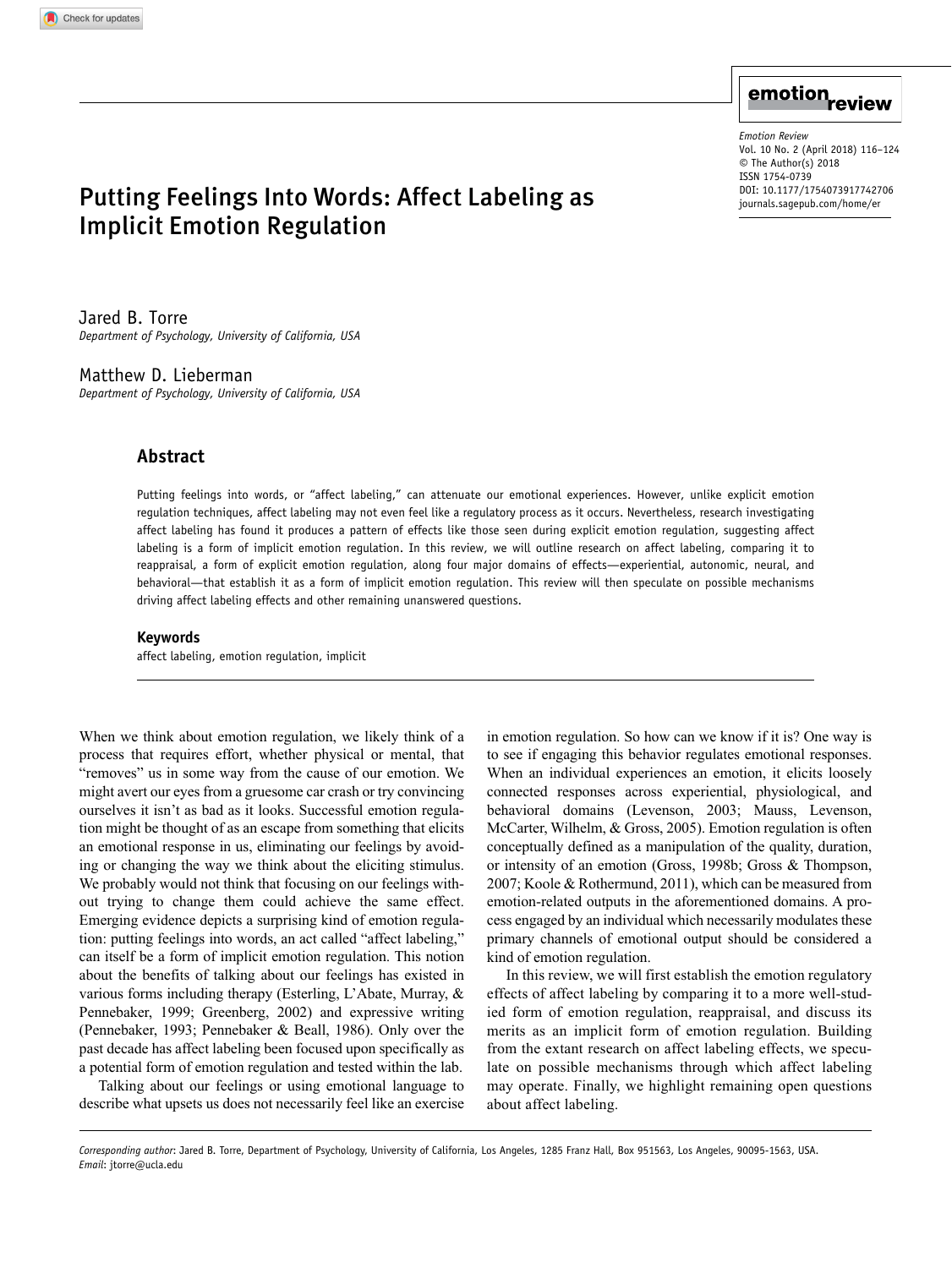# Putting Feelings Into Words: Affect Labeling as Implicit Emotion Regulation

Jared B. Torre
*Department of Psychology, University of California, USA*

Matthew D. Lieberman
*Department of Psychology, University of California, USA*

## Abstract

Putting feelings into words, or "affect labeling," can attenuate our emotional experiences. However, unlike explicit emotion regulation techniques, affect labeling may not even feel like a regulatory process as it occurs. Nevertheless, research investigating affect labeling has found it produces a pattern of effects like those seen during explicit emotion regulation, suggesting affect labeling is a form of implicit emotion regulation. In this review, we will outline research on affect labeling, comparing it to reappraisal, a form of explicit emotion regulation, along four major domains of effects—experiential, autonomic, neural, and behavioral—that establish it as a form of implicit emotion regulation. This review will then speculate on possible mechanisms driving affect labeling effects and other remaining unanswered questions.

### Keywords

affect labeling, emotion regulation, implicit

When we think about emotion regulation, we likely think of a process that requires effort, whether physical or mental, that "removes" us in some way from the cause of our emotion. We might avert our eyes from a gruesome car crash or try convincing ourselves it isn't as bad as it looks. Successful emotion regulation might be thought of as an escape from something that elicits an emotional response in us, eliminating our feelings by avoiding or changing the way we think about the eliciting stimulus. We probably would not think that focusing on our feelings without trying to change them could achieve the same effect. Emerging evidence depicts a surprising kind of emotion regulation: putting feelings into words, an act called "affect labeling," can itself be a form of implicit emotion regulation. This notion about the benefits of talking about our feelings has existed in various forms including therapy (Esterling, L'Abate, Murray, & Pennebaker, 1999; Greenberg, 2002) and expressive writing (Pennebaker, 1993; Pennebaker & Beall, 1986). Only over the past decade has affect labeling been focused upon specifically as a potential form of emotion regulation and tested within the lab.

Talking about our feelings or using emotional language to describe what upsets us does not necessarily feel like an exercise in emotion regulation. So how can we know if it is? One way is to see if engaging this behavior regulates emotional responses. When an individual experiences an emotion, it elicits loosely connected responses across experiential, physiological, and behavioral domains (Levenson, 2003; Mauss, Levenson, McCarter, Wilhelm, & Gross, 2005). Emotion regulation is often conceptually defined as a manipulation of the quality, duration, or intensity of an emotion (Gross, 1998b; Gross & Thompson, 2007; Koole & Rothermund, 2011), which can be measured from emotion-related outputs in the aforementioned domains. A process engaged by an individual which necessarily modulates these primary channels of emotional output should be considered a kind of emotion regulation.

In this review, we will first establish the emotion regulatory effects of affect labeling by comparing it to a more well-studied form of emotion regulation, reappraisal, and discuss its merits as an implicit form of emotion regulation. Building from the extant research on affect labeling effects, we speculate on possible mechanisms through which affect labeling may operate. Finally, we highlight remaining open questions about affect labeling.

*Corresponding author*: Jared B. Torre, Department of Psychology, University of California, Los Angeles, 1285 Franz Hall, Box 951563, Los Angeles, 90095-1563, USA.
*Email*: jtorre@ucla.edu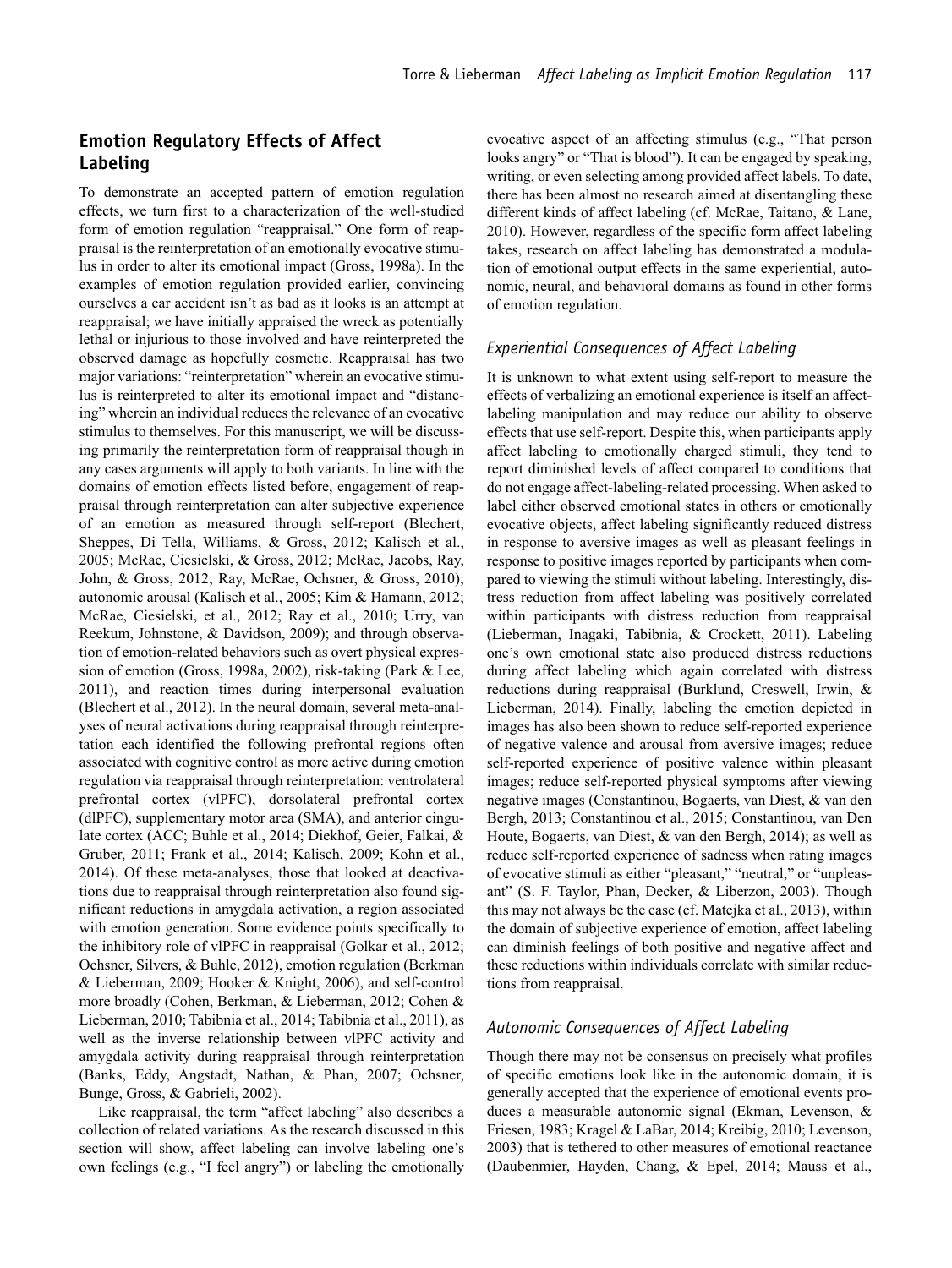## Emotion Regulatory Effects of Affect Labeling

To demonstrate an accepted pattern of emotion regulation effects, we turn first to a characterization of the well-studied form of emotion regulation "reappraisal." One form of reappraisal is the reinterpretation of an emotionally evocative stimulus in order to alter its emotional impact (Gross, 1998a). In the examples of emotion regulation provided earlier, convincing ourselves a car accident isn't as bad as it looks is an attempt at reappraisal; we have initially appraised the wreck as potentially lethal or injurious to those involved and have reinterpreted the observed damage as hopefully cosmetic. Reappraisal has two major variations: "reinterpretation" wherein an evocative stimulus is reinterpreted to alter its emotional impact and "distancing" wherein an individual reduces the relevance of an evocative stimulus to themselves. For this manuscript, we will be discussing primarily the reinterpretation form of reappraisal though in any cases arguments will apply to both variants. In line with the domains of emotion effects listed before, engagement of reappraisal through reinterpretation can alter subjective experience of an emotion as measured through self-report (Blechert, Sheppes, Di Tella, Williams, & Gross, 2012; Kalisch et al., 2005; McRae, Ciesielski, & Gross, 2012; McRae, Jacobs, Ray, John, & Gross, 2012; Ray, McRae, Ochsner, & Gross, 2010); autonomic arousal (Kalisch et al., 2005; Kim & Hamann, 2012; McRae, Ciesielski, et al., 2012; Ray et al., 2010; Urry, van Reekum, Johnstone, & Davidson, 2009); and through observation of emotion-related behaviors such as overt physical expression of emotion (Gross, 1998a, 2002), risk-taking (Park & Lee, 2011), and reaction times during interpersonal evaluation (Blechert et al., 2012). In the neural domain, several meta-analyses of neural activations during reappraisal through reinterpretation each identified the following prefrontal regions often associated with cognitive control as more active during emotion regulation via reappraisal through reinterpretation: ventrolateral prefrontal cortex (vlPFC), dorsolateral prefrontal cortex (dlPFC), supplementary motor area (SMA), and anterior cingulate cortex (ACC; Buhle et al., 2014; Diekhof, Geier, Falkai, & Gruber, 2011; Frank et al., 2014; Kalisch, 2009; Kohn et al., 2014). Of these meta-analyses, those that looked at deactivations due to reappraisal through reinterpretation also found significant reductions in amygdala activation, a region associated with emotion generation. Some evidence points specifically to the inhibitory role of vlPFC in reappraisal (Golkar et al., 2012; Ochsner, Silvers, & Buhle, 2012), emotion regulation (Berkman & Lieberman, 2009; Hooker & Knight, 2006), and self-control more broadly (Cohen, Berkman, & Lieberman, 2012; Cohen & Lieberman, 2010; Tabibnia et al., 2014; Tabibnia et al., 2011), as well as the inverse relationship between vlPFC activity and amygdala activity during reappraisal through reinterpretation (Banks, Eddy, Angstadt, Nathan, & Phan, 2007; Ochsner, Bunge, Gross, & Gabrieli, 2002).

Like reappraisal, the term "affect labeling" also describes a collection of related variations. As the research discussed in this section will show, affect labeling can involve labeling one's own feelings (e.g., "I feel angry") or labeling the emotionally evocative aspect of an affecting stimulus (e.g., "That person looks angry" or "That is blood"). It can be engaged by speaking, writing, or even selecting among provided affect labels. To date, there has been almost no research aimed at disentangling these different kinds of affect labeling (cf. McRae, Taitano, & Lane, 2010). However, regardless of the specific form affect labeling takes, research on affect labeling has demonstrated a modulation of emotional output effects in the same experiential, autonomic, neural, and behavioral domains as found in other forms of emotion regulation.

### *Experiential Consequences of Affect Labeling*

It is unknown to what extent using self-report to measure the effects of verbalizing an emotional experience is itself an affect-labeling manipulation and may reduce our ability to observe effects that use self-report. Despite this, when participants apply affect labeling to emotionally charged stimuli, they tend to report diminished levels of affect compared to conditions that do not engage affect-labeling-related processing. When asked to label either observed emotional states in others or emotionally evocative objects, affect labeling significantly reduced distress in response to aversive images as well as pleasant feelings in response to positive images reported by participants when compared to viewing the stimuli without labeling. Interestingly, distress reduction from affect labeling was positively correlated within participants with distress reduction from reappraisal (Lieberman, Inagaki, Tabibnia, & Crockett, 2011). Labeling one's own emotional state also produced distress reductions during affect labeling which again correlated with distress reductions during reappraisal (Burklund, Creswell, Irwin, & Lieberman, 2014). Finally, labeling the emotion depicted in images has also been shown to reduce self-reported experience of negative valence and arousal from aversive images; reduce self-reported experience of positive valence within pleasant images; reduce self-reported physical symptoms after viewing negative images (Constantinou, Bogaerts, van Diest, & van den Bergh, 2013; Constantinou et al., 2015; Constantinou, van Den Houte, Bogaerts, van Diest, & van den Bergh, 2014); as well as reduce self-reported experience of sadness when rating images of evocative stimuli as either "pleasant," "neutral," or "unpleasant" (S. F. Taylor, Phan, Decker, & Liberzon, 2003). Though this may not always be the case (cf. Matejka et al., 2013), within the domain of subjective experience of emotion, affect labeling can diminish feelings of both positive and negative affect and these reductions within individuals correlate with similar reductions from reappraisal.

### *Autonomic Consequences of Affect Labeling*

Though there may not be consensus on precisely what profiles of specific emotions look like in the autonomic domain, it is generally accepted that the experience of emotional events produces a measurable autonomic signal (Ekman, Levenson, & Friesen, 1983; Kragel & LaBar, 2014; Kreibig, 2010; Levenson, 2003) that is tethered to other measures of emotional reactance (Daubenmier, Hayden, Chang, & Epel, 2014; Mauss et al.,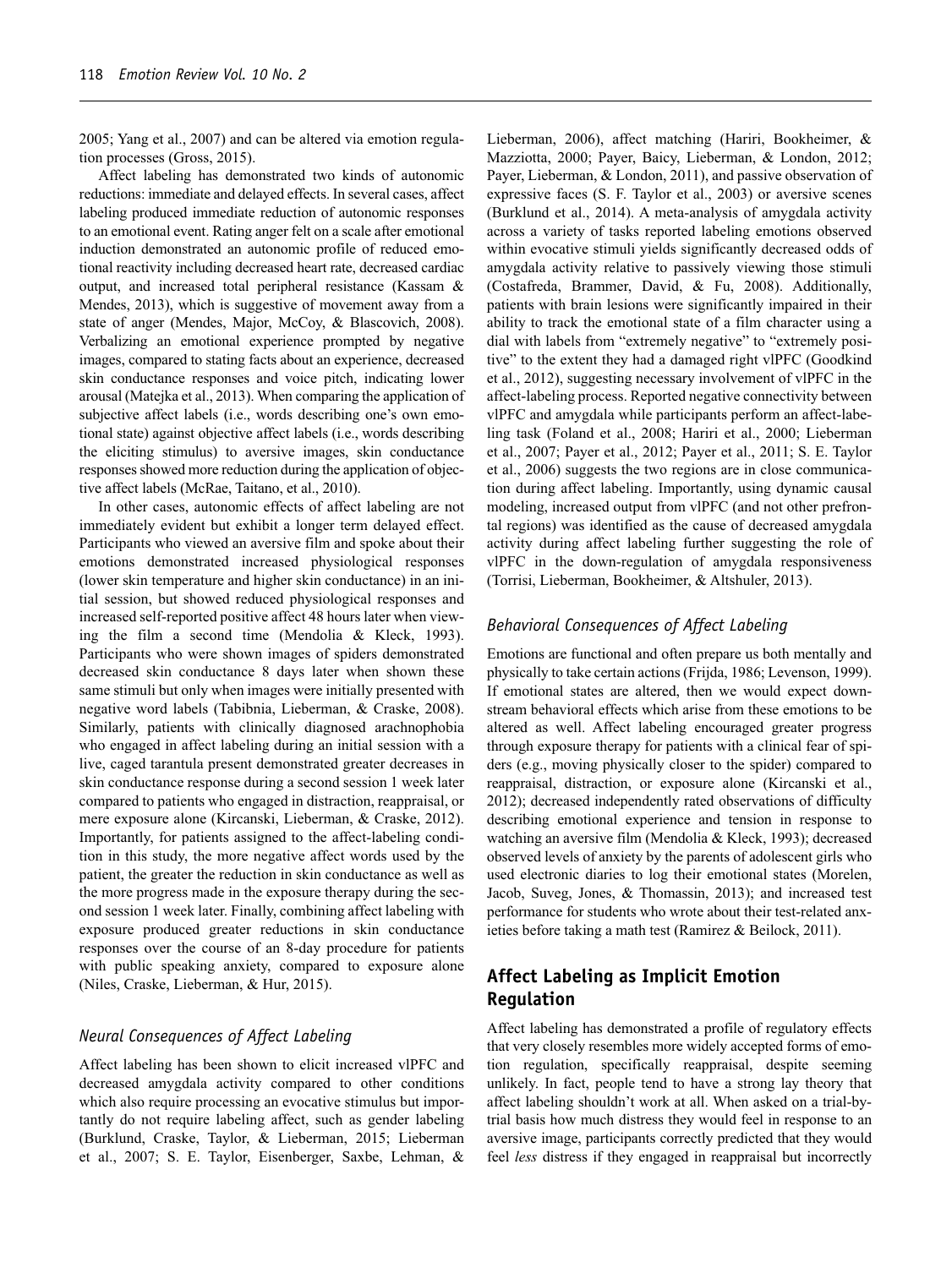2005; Yang et al., 2007) and can be altered via emotion regulation processes (Gross, 2015).

Affect labeling has demonstrated two kinds of autonomic reductions: immediate and delayed effects. In several cases, affect labeling produced immediate reduction of autonomic responses to an emotional event. Rating anger felt on a scale after emotional induction demonstrated an autonomic profile of reduced emotional reactivity including decreased heart rate, decreased cardiac output, and increased total peripheral resistance (Kassam & Mendes, 2013), which is suggestive of movement away from a state of anger (Mendes, Major, McCoy, & Blascovich, 2008). Verbalizing an emotional experience prompted by negative images, compared to stating facts about an experience, decreased skin conductance responses and voice pitch, indicating lower arousal (Matejka et al., 2013). When comparing the application of subjective affect labels (i.e., words describing one's own emotional state) against objective affect labels (i.e., words describing the eliciting stimulus) to aversive images, skin conductance responses showed more reduction during the application of objective affect labels (McRae, Taitano, et al., 2010).

In other cases, autonomic effects of affect labeling are not immediately evident but exhibit a longer term delayed effect. Participants who viewed an aversive film and spoke about their emotions demonstrated increased physiological responses (lower skin temperature and higher skin conductance) in an initial session, but showed reduced physiological responses and increased self-reported positive affect 48 hours later when viewing the film a second time (Mendolia & Kleck, 1993). Participants who were shown images of spiders demonstrated decreased skin conductance 8 days later when shown these same stimuli but only when images were initially presented with negative word labels (Tabibnia, Lieberman, & Craske, 2008). Similarly, patients with clinically diagnosed arachnophobia who engaged in affect labeling during an initial session with a live, caged tarantula present demonstrated greater decreases in skin conductance response during a second session 1 week later compared to patients who engaged in distraction, reappraisal, or mere exposure alone (Kircanski, Lieberman, & Craske, 2012). Importantly, for patients assigned to the affect-labeling condition in this study, the more negative affect words used by the patient, the greater the reduction in skin conductance as well as the more progress made in the exposure therapy during the second session 1 week later. Finally, combining affect labeling with exposure produced greater reductions in skin conductance responses over the course of an 8-day procedure for patients with public speaking anxiety, compared to exposure alone (Niles, Craske, Lieberman, & Hur, 2015).

### *Neural Consequences of Affect Labeling*

Affect labeling has been shown to elicit increased vlPFC and decreased amygdala activity compared to other conditions which also require processing an evocative stimulus but importantly do not require labeling affect, such as gender labeling (Burklund, Craske, Taylor, & Lieberman, 2015; Lieberman et al., 2007; S. E. Taylor, Eisenberger, Saxbe, Lehman, & Lieberman, 2006), affect matching (Hariri, Bookheimer, & Mazziotta, 2000; Payer, Baicy, Lieberman, & London, 2012; Payer, Lieberman, & London, 2011), and passive observation of expressive faces (S. F. Taylor et al., 2003) or aversive scenes (Burklund et al., 2014). A meta-analysis of amygdala activity across a variety of tasks reported labeling emotions observed within evocative stimuli yields significantly decreased odds of amygdala activity relative to passively viewing those stimuli (Costafreda, Brammer, David, & Fu, 2008). Additionally, patients with brain lesions were significantly impaired in their ability to track the emotional state of a film character using a dial with labels from "extremely negative" to "extremely positive" to the extent they had a damaged right vlPFC (Goodkind et al., 2012), suggesting necessary involvement of vlPFC in the affect-labeling process. Reported negative connectivity between vlPFC and amygdala while participants perform an affect-labeling task (Foland et al., 2008; Hariri et al., 2000; Lieberman et al., 2007; Payer et al., 2012; Payer et al., 2011; S. E. Taylor et al., 2006) suggests the two regions are in close communication during affect labeling. Importantly, using dynamic causal modeling, increased output from vlPFC (and not other prefrontal regions) was identified as the cause of decreased amygdala activity during affect labeling further suggesting the role of vlPFC in the down-regulation of amygdala responsiveness (Torrisi, Lieberman, Bookheimer, & Altshuler, 2013).

### *Behavioral Consequences of Affect Labeling*

Emotions are functional and often prepare us both mentally and physically to take certain actions (Frijda, 1986; Levenson, 1999). If emotional states are altered, then we would expect downstream behavioral effects which arise from these emotions to be altered as well. Affect labeling encouraged greater progress through exposure therapy for patients with a clinical fear of spiders (e.g., moving physically closer to the spider) compared to reappraisal, distraction, or exposure alone (Kircanski et al., 2012); decreased independently rated observations of difficulty describing emotional experience and tension in response to watching an aversive film (Mendolia & Kleck, 1993); decreased observed levels of anxiety by the parents of adolescent girls who used electronic diaries to log their emotional states (Morelen, Jacob, Suveg, Jones, & Thomassin, 2013); and increased test performance for students who wrote about their test-related anxieties before taking a math test (Ramirez & Beilock, 2011).

## Affect Labeling as Implicit Emotion Regulation

Affect labeling has demonstrated a profile of regulatory effects that very closely resembles more widely accepted forms of emotion regulation, specifically reappraisal, despite seeming unlikely. In fact, people tend to have a strong lay theory that affect labeling shouldn't work at all. When asked on a trial-by-trial basis how much distress they would feel in response to an aversive image, participants correctly predicted that they would feel *less* distress if they engaged in reappraisal but incorrectly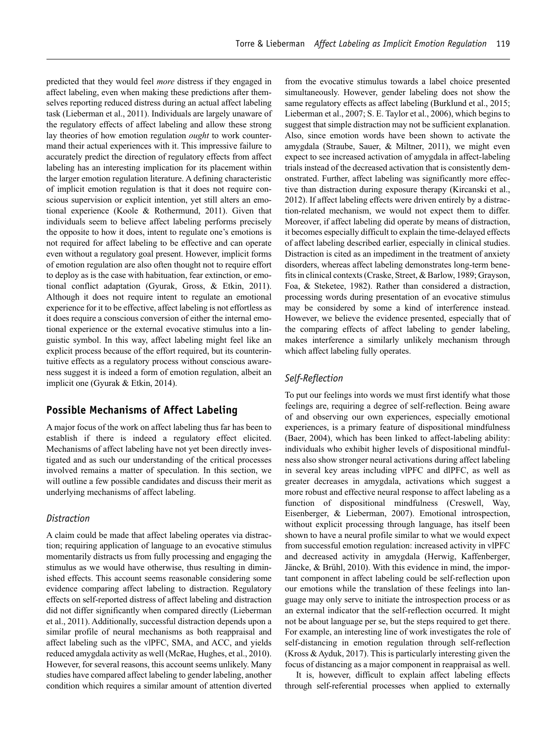predicted that they would feel *more* distress if they engaged in affect labeling, even when making these predictions after themselves reporting reduced distress during an actual affect labeling task (Lieberman et al., 2011). Individuals are largely unaware of the regulatory effects of affect labeling and allow these strong lay theories of how emotion regulation *ought* to work countermand their actual experiences with it. This impressive failure to accurately predict the direction of regulatory effects from affect labeling has an interesting implication for its placement within the larger emotion regulation literature. A defining characteristic of implicit emotion regulation is that it does not require conscious supervision or explicit intention, yet still alters an emotional experience (Koole & Rothermund, 2011). Given that individuals seem to believe affect labeling performs precisely the opposite to how it does, intent to regulate one's emotions is not required for affect labeling to be effective and can operate even without a regulatory goal present. However, implicit forms of emotion regulation are also often thought not to require effort to deploy as is the case with habituation, fear extinction, or emotional conflict adaptation (Gyurak, Gross, & Etkin, 2011). Although it does not require intent to regulate an emotional experience for it to be effective, affect labeling is not effortless as it does require a conscious conversion of either the internal emotional experience or the external evocative stimulus into a linguistic symbol. In this way, affect labeling might feel like an explicit process because of the effort required, but its counterintuitive effects as a regulatory process without conscious awareness suggest it is indeed a form of emotion regulation, albeit an implicit one (Gyurak & Etkin, 2014).

## Possible Mechanisms of Affect Labeling

A major focus of the work on affect labeling thus far has been to establish if there is indeed a regulatory effect elicited. Mechanisms of affect labeling have not yet been directly investigated and as such our understanding of the critical processes involved remains a matter of speculation. In this section, we will outline a few possible candidates and discuss their merit as underlying mechanisms of affect labeling.

### *Distraction*

A claim could be made that affect labeling operates via distraction; requiring application of language to an evocative stimulus momentarily distracts us from fully processing and engaging the stimulus as we would have otherwise, thus resulting in diminished effects. This account seems reasonable considering some evidence comparing affect labeling to distraction. Regulatory effects on self-reported distress of affect labeling and distraction did not differ significantly when compared directly (Lieberman et al., 2011). Additionally, successful distraction depends upon a similar profile of neural mechanisms as both reappraisal and affect labeling such as the vlPFC, SMA, and ACC, and yields reduced amygdala activity as well (McRae, Hughes, et al., 2010). However, for several reasons, this account seems unlikely. Many studies have compared affect labeling to gender labeling, another condition which requires a similar amount of attention diverted from the evocative stimulus towards a label choice presented simultaneously. However, gender labeling does not show the same regulatory effects as affect labeling (Burklund et al., 2015; Lieberman et al., 2007; S. E. Taylor et al., 2006), which begins to suggest that simple distraction may not be sufficient explanation. Also, since emotion words have been shown to activate the amygdala (Straube, Sauer, & Miltner, 2011), we might even expect to see increased activation of amygdala in affect-labeling trials instead of the decreased activation that is consistently demonstrated. Further, affect labeling was significantly more effective than distraction during exposure therapy (Kircanski et al., 2012). If affect labeling effects were driven entirely by a distraction-related mechanism, we would not expect them to differ. Moreover, if affect labeling did operate by means of distraction, it becomes especially difficult to explain the time-delayed effects of affect labeling described earlier, especially in clinical studies. Distraction is cited as an impediment in the treatment of anxiety disorders, whereas affect labeling demonstrates long-term benefits in clinical contexts (Craske, Street, & Barlow, 1989; Grayson, Foa, & Steketee, 1982). Rather than considered a distraction, processing words during presentation of an evocative stimulus may be considered by some a kind of interference instead. However, we believe the evidence presented, especially that of the comparing effects of affect labeling to gender labeling, makes interference a similarly unlikely mechanism through which affect labeling fully operates.

### *Self-Reflection*

To put our feelings into words we must first identify what those feelings are, requiring a degree of self-reflection. Being aware of and observing our own experiences, especially emotional experiences, is a primary feature of dispositional mindfulness (Baer, 2004), which has been linked to affect-labeling ability: individuals who exhibit higher levels of dispositional mindfulness also show stronger neural activations during affect labeling in several key areas including vlPFC and dlPFC, as well as greater decreases in amygdala, activations which suggest a more robust and effective neural response to affect labeling as a function of dispositional mindfulness (Creswell, Way, Eisenberger, & Lieberman, 2007). Emotional introspection, without explicit processing through language, has itself been shown to have a neural profile similar to what we would expect from successful emotion regulation: increased activity in vlPFC and decreased activity in amygdala (Herwig, Kaffenberger, Jäncke, & Brühl, 2010). With this evidence in mind, the important component in affect labeling could be self-reflection upon our emotions while the translation of these feelings into language may only serve to initiate the introspection process or as an external indicator that the self-reflection occurred. It might not be about language per se, but the steps required to get there. For example, an interesting line of work investigates the role of self-distancing in emotion regulation through self-reflection (Kross & Ayduk, 2017). This is particularly interesting given the focus of distancing as a major component in reappraisal as well.

It is, however, difficult to explain affect labeling effects through self-referential processes when applied to externally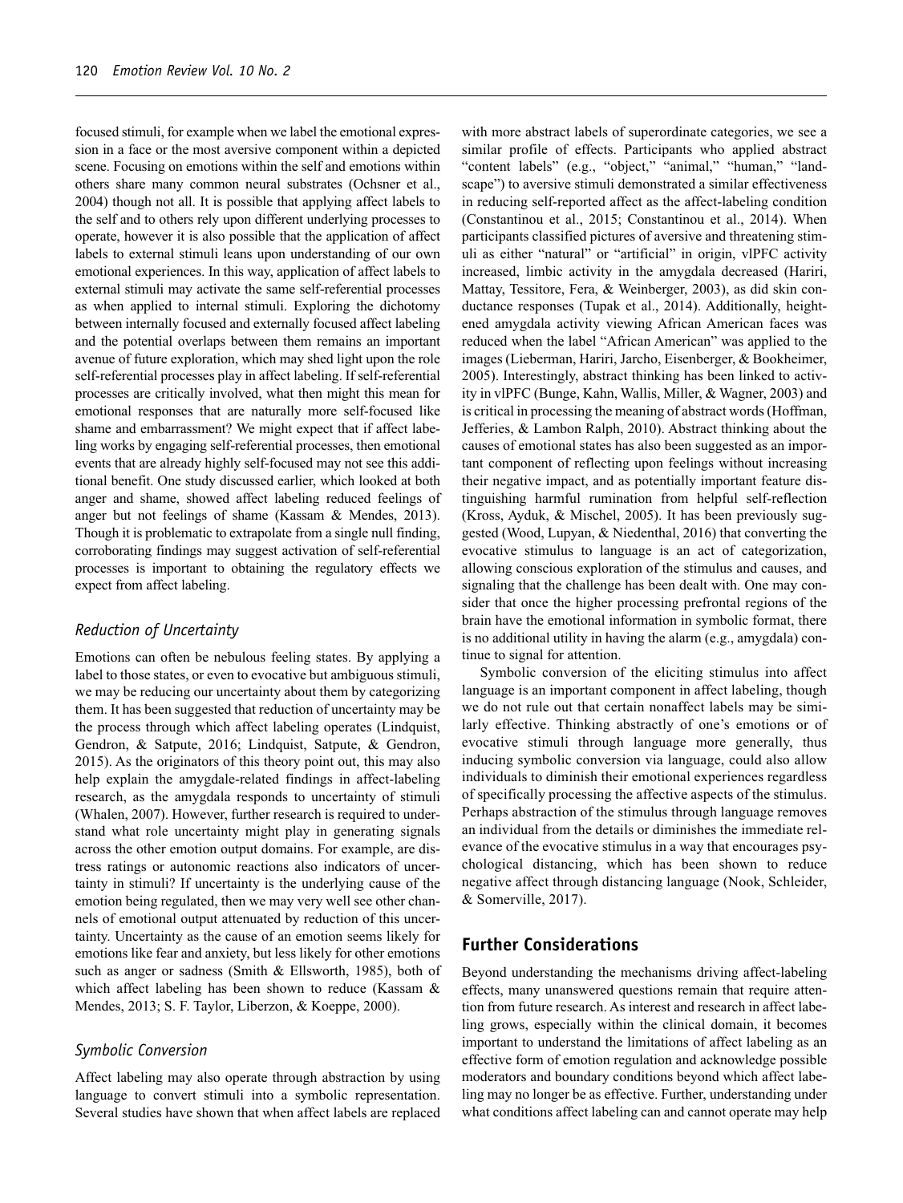focused stimuli, for example when we label the emotional expression in a face or the most aversive component within a depicted scene. Focusing on emotions within the self and emotions within others share many common neural substrates (Ochsner et al., 2004) though not all. It is possible that applying affect labels to the self and to others rely upon different underlying processes to operate, however it is also possible that the application of affect labels to external stimuli leans upon understanding of our own emotional experiences. In this way, application of affect labels to external stimuli may activate the same self-referential processes as when applied to internal stimuli. Exploring the dichotomy between internally focused and externally focused affect labeling and the potential overlaps between them remains an important avenue of future exploration, which may shed light upon the role self-referential processes play in affect labeling. If self-referential processes are critically involved, what then might this mean for emotional responses that are naturally more self-focused like shame and embarrassment? We might expect that if affect labeling works by engaging self-referential processes, then emotional events that are already highly self-focused may not see this additional benefit. One study discussed earlier, which looked at both anger and shame, showed affect labeling reduced feelings of anger but not feelings of shame (Kassam & Mendes, 2013). Though it is problematic to extrapolate from a single null finding, corroborating findings may suggest activation of self-referential processes is important to obtaining the regulatory effects we expect from affect labeling.

### *Reduction of Uncertainty*

Emotions can often be nebulous feeling states. By applying a label to those states, or even to evocative but ambiguous stimuli, we may be reducing our uncertainty about them by categorizing them. It has been suggested that reduction of uncertainty may be the process through which affect labeling operates (Lindquist, Gendron, & Satpute, 2016; Lindquist, Satpute, & Gendron, 2015). As the originators of this theory point out, this may also help explain the amygdale-related findings in affect-labeling research, as the amygdala responds to uncertainty of stimuli (Whalen, 2007). However, further research is required to understand what role uncertainty might play in generating signals across the other emotion output domains. For example, are distress ratings or autonomic reactions also indicators of uncertainty in stimuli? If uncertainty is the underlying cause of the emotion being regulated, then we may very well see other channels of emotional output attenuated by reduction of this uncertainty. Uncertainty as the cause of an emotion seems likely for emotions like fear and anxiety, but less likely for other emotions such as anger or sadness (Smith & Ellsworth, 1985), both of which affect labeling has been shown to reduce (Kassam & Mendes, 2013; S. F. Taylor, Liberzon, & Koeppe, 2000).

### *Symbolic Conversion*

Affect labeling may also operate through abstraction by using language to convert stimuli into a symbolic representation. Several studies have shown that when affect labels are replaced with more abstract labels of superordinate categories, we see a similar profile of effects. Participants who applied abstract "content labels" (e.g., "object," "animal," "human," "landscape") to aversive stimuli demonstrated a similar effectiveness in reducing self-reported affect as the affect-labeling condition (Constantinou et al., 2015; Constantinou et al., 2014). When participants classified pictures of aversive and threatening stimuli as either "natural" or "artificial" in origin, vlPFC activity increased, limbic activity in the amygdala decreased (Hariri, Mattay, Tessitore, Fera, & Weinberger, 2003), as did skin conductance responses (Tupak et al., 2014). Additionally, heightened amygdala activity viewing African American faces was reduced when the label "African American" was applied to the images (Lieberman, Hariri, Jarcho, Eisenberger, & Bookheimer, 2005). Interestingly, abstract thinking has been linked to activity in vlPFC (Bunge, Kahn, Wallis, Miller, & Wagner, 2003) and is critical in processing the meaning of abstract words (Hoffman, Jefferies, & Lambon Ralph, 2010). Abstract thinking about the causes of emotional states has also been suggested as an important component of reflecting upon feelings without increasing their negative impact, and as potentially important feature distinguishing harmful rumination from helpful self-reflection (Kross, Ayduk, & Mischel, 2005). It has been previously suggested (Wood, Lupyan, & Niedenthal, 2016) that converting the evocative stimulus to language is an act of categorization, allowing conscious exploration of the stimulus and causes, and signaling that the challenge has been dealt with. One may consider that once the higher processing prefrontal regions of the brain have the emotional information in symbolic format, there is no additional utility in having the alarm (e.g., amygdala) continue to signal for attention.

Symbolic conversion of the eliciting stimulus into affect language is an important component in affect labeling, though we do not rule out that certain nonaffect labels may be similarly effective. Thinking abstractly of one's emotions or of evocative stimuli through language more generally, thus inducing symbolic conversion via language, could also allow individuals to diminish their emotional experiences regardless of specifically processing the affective aspects of the stimulus. Perhaps abstraction of the stimulus through language removes an individual from the details or diminishes the immediate relevance of the evocative stimulus in a way that encourages psychological distancing, which has been shown to reduce negative affect through distancing language (Nook, Schleider, & Somerville, 2017).

## Further Considerations

Beyond understanding the mechanisms driving affect-labeling effects, many unanswered questions remain that require attention from future research. As interest and research in affect labeling grows, especially within the clinical domain, it becomes important to understand the limitations of affect labeling as an effective form of emotion regulation and acknowledge possible moderators and boundary conditions beyond which affect labeling may no longer be as effective. Further, understanding under what conditions affect labeling can and cannot operate may help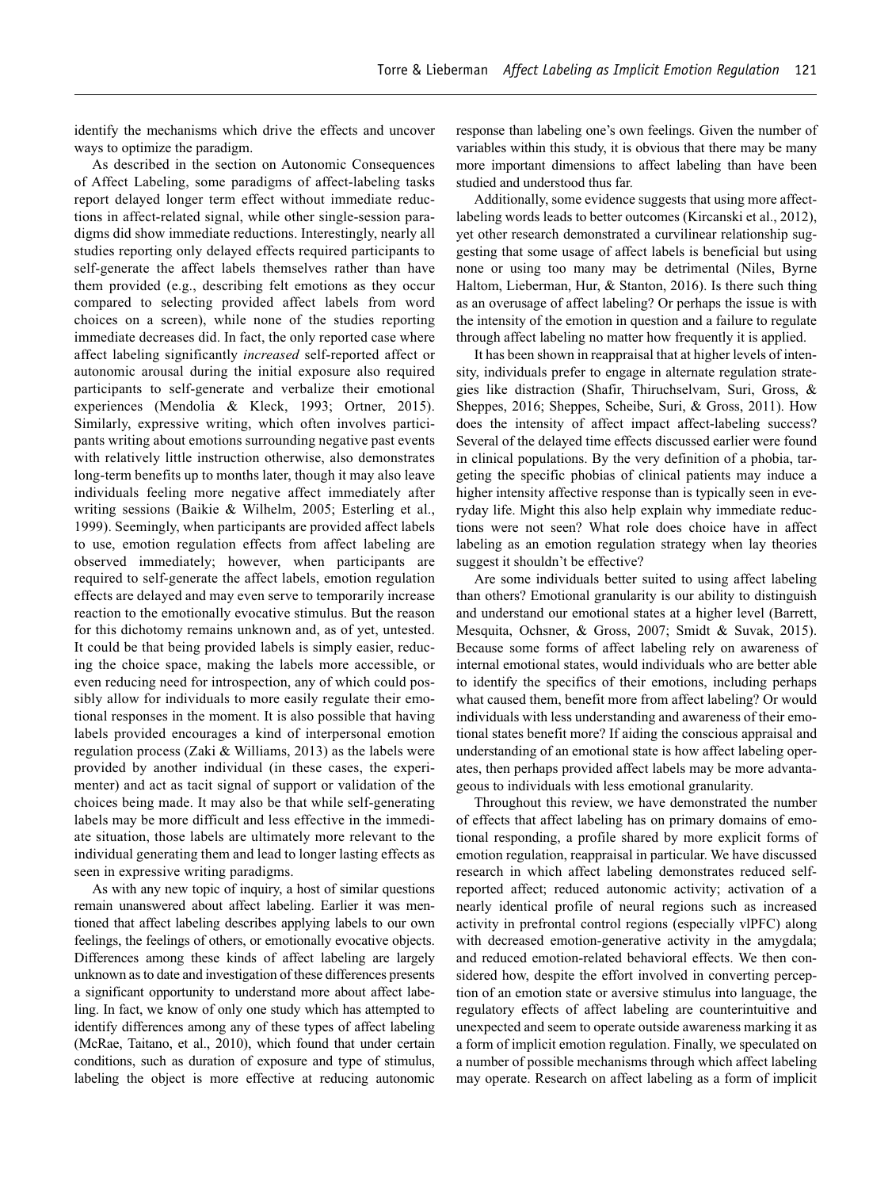identify the mechanisms which drive the effects and uncover ways to optimize the paradigm.

As described in the section on Autonomic Consequences of Affect Labeling, some paradigms of affect-labeling tasks report delayed longer term effect without immediate reductions in affect-related signal, while other single-session paradigms did show immediate reductions. Interestingly, nearly all studies reporting only delayed effects required participants to self-generate the affect labels themselves rather than have them provided (e.g., describing felt emotions as they occur compared to selecting provided affect labels from word choices on a screen), while none of the studies reporting immediate decreases did. In fact, the only reported case where affect labeling significantly *increased* self-reported affect or autonomic arousal during the initial exposure also required participants to self-generate and verbalize their emotional experiences (Mendolia & Kleck, 1993; Ortner, 2015). Similarly, expressive writing, which often involves participants writing about emotions surrounding negative past events with relatively little instruction otherwise, also demonstrates long-term benefits up to months later, though it may also leave individuals feeling more negative affect immediately after writing sessions (Baikie & Wilhelm, 2005; Esterling et al., 1999). Seemingly, when participants are provided affect labels to use, emotion regulation effects from affect labeling are observed immediately; however, when participants are required to self-generate the affect labels, emotion regulation effects are delayed and may even serve to temporarily increase reaction to the emotionally evocative stimulus. But the reason for this dichotomy remains unknown and, as of yet, untested. It could be that being provided labels is simply easier, reducing the choice space, making the labels more accessible, or even reducing need for introspection, any of which could possibly allow for individuals to more easily regulate their emotional responses in the moment. It is also possible that having labels provided encourages a kind of interpersonal emotion regulation process (Zaki & Williams, 2013) as the labels were provided by another individual (in these cases, the experimenter) and act as tacit signal of support or validation of the choices being made. It may also be that while self-generating labels may be more difficult and less effective in the immediate situation, those labels are ultimately more relevant to the individual generating them and lead to longer lasting effects as seen in expressive writing paradigms.

As with any new topic of inquiry, a host of similar questions remain unanswered about affect labeling. Earlier it was mentioned that affect labeling describes applying labels to our own feelings, the feelings of others, or emotionally evocative objects. Differences among these kinds of affect labeling are largely unknown as to date and investigation of these differences presents a significant opportunity to understand more about affect labeling. In fact, we know of only one study which has attempted to identify differences among any of these types of affect labeling (McRae, Taitano, et al., 2010), which found that under certain conditions, such as duration of exposure and type of stimulus, labeling the object is more effective at reducing autonomic response than labeling one's own feelings. Given the number of variables within this study, it is obvious that there may be many more important dimensions to affect labeling than have been studied and understood thus far.

Additionally, some evidence suggests that using more affect-labeling words leads to better outcomes (Kircanski et al., 2012), yet other research demonstrated a curvilinear relationship suggesting that some usage of affect labels is beneficial but using none or using too many may be detrimental (Niles, Byrne Haltom, Lieberman, Hur, & Stanton, 2016). Is there such thing as an overusage of affect labeling? Or perhaps the issue is with the intensity of the emotion in question and a failure to regulate through affect labeling no matter how frequently it is applied.

It has been shown in reappraisal that at higher levels of intensity, individuals prefer to engage in alternate regulation strategies like distraction (Shafir, Thiruchselvam, Suri, Gross, & Sheppes, 2016; Sheppes, Scheibe, Suri, & Gross, 2011). How does the intensity of affect impact affect-labeling success? Several of the delayed time effects discussed earlier were found in clinical populations. By the very definition of a phobia, targeting the specific phobias of clinical patients may induce a higher intensity affective response than is typically seen in everyday life. Might this also help explain why immediate reductions were not seen? What role does choice have in affect labeling as an emotion regulation strategy when lay theories suggest it shouldn't be effective?

Are some individuals better suited to using affect labeling than others? Emotional granularity is our ability to distinguish and understand our emotional states at a higher level (Barrett, Mesquita, Ochsner, & Gross, 2007; Smidt & Suvak, 2015). Because some forms of affect labeling rely on awareness of internal emotional states, would individuals who are better able to identify the specifics of their emotions, including perhaps what caused them, benefit more from affect labeling? Or would individuals with less understanding and awareness of their emotional states benefit more? If aiding the conscious appraisal and understanding of an emotional state is how affect labeling operates, then perhaps provided affect labels may be more advantageous to individuals with less emotional granularity.

Throughout this review, we have demonstrated the number of effects that affect labeling has on primary domains of emotional responding, a profile shared by more explicit forms of emotion regulation, reappraisal in particular. We have discussed research in which affect labeling demonstrates reduced self-reported affect; reduced autonomic activity; activation of a nearly identical profile of neural regions such as increased activity in prefrontal control regions (especially vlPFC) along with decreased emotion-generative activity in the amygdala; and reduced emotion-related behavioral effects. We then considered how, despite the effort involved in converting perception of an emotion state or aversive stimulus into language, the regulatory effects of affect labeling are counterintuitive and unexpected and seem to operate outside awareness marking it as a form of implicit emotion regulation. Finally, we speculated on a number of possible mechanisms through which affect labeling may operate. Research on affect labeling as a form of implicit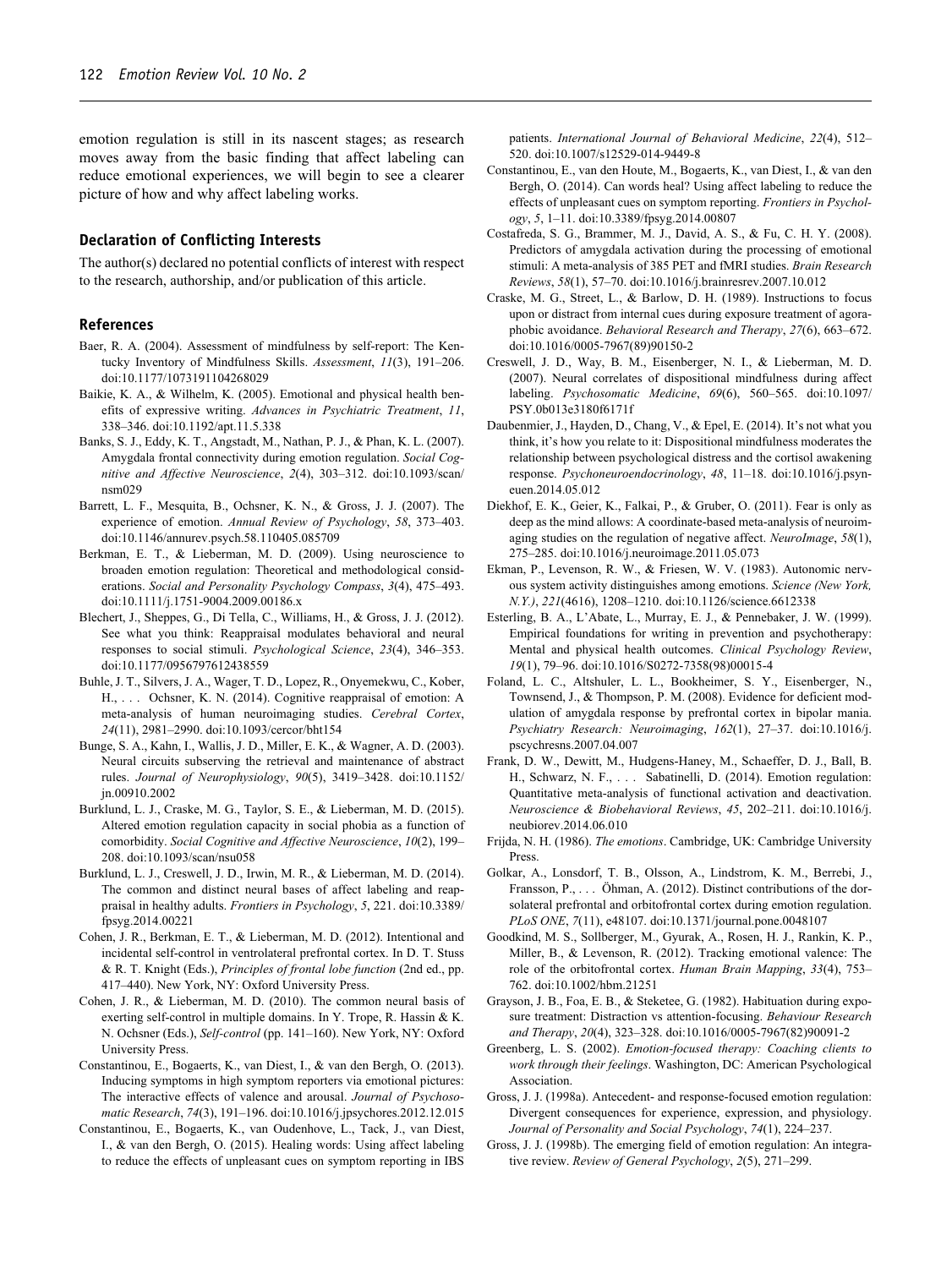emotion regulation is still in its nascent stages; as research moves away from the basic finding that affect labeling can reduce emotional experiences, we will begin to see a clearer picture of how and why affect labeling works.

## Declaration of Conflicting Interests

The author(s) declared no potential conflicts of interest with respect to the research, authorship, and/or publication of this article.

## References

Baer, R. A. (2004). Assessment of mindfulness by self-report: The Kentucky Inventory of Mindfulness Skills. *Assessment*, *11*(3), 191–206. doi:10.1177/1073191104268029

Baikie, K. A., & Wilhelm, K. (2005). Emotional and physical health benefits of expressive writing. *Advances in Psychiatric Treatment*, *11*, 338–346. doi:10.1192/apt.11.5.338

Banks, S. J., Eddy, K. T., Angstadt, M., Nathan, P. J., & Phan, K. L. (2007). Amygdala frontal connectivity during emotion regulation. *Social Cognitive and Affective Neuroscience*, *2*(4), 303–312. doi:10.1093/scan/nsm029

Barrett, L. F., Mesquita, B., Ochsner, K. N., & Gross, J. J. (2007). The experience of emotion. *Annual Review of Psychology*, *58*, 373–403. doi:10.1146/annurev.psych.58.110405.085709

Berkman, E. T., & Lieberman, M. D. (2009). Using neuroscience to broaden emotion regulation: Theoretical and methodological considerations. *Social and Personality Psychology Compass*, *3*(4), 475–493. doi:10.1111/j.1751-9004.2009.00186.x

Blechert, J., Sheppes, G., Di Tella, C., Williams, H., & Gross, J. J. (2012). See what you think: Reappraisal modulates behavioral and neural responses to social stimuli. *Psychological Science*, *23*(4), 346–353. doi:10.1177/0956797612438559

Buhle, J. T., Silvers, J. A., Wager, T. D., Lopez, R., Onyemekwu, C., Kober, H., . . . Ochsner, K. N. (2014). Cognitive reappraisal of emotion: A meta-analysis of human neuroimaging studies. *Cerebral Cortex*, *24*(11), 2981–2990. doi:10.1093/cercor/bht154

Bunge, S. A., Kahn, I., Wallis, J. D., Miller, E. K., & Wagner, A. D. (2003). Neural circuits subserving the retrieval and maintenance of abstract rules. *Journal of Neurophysiology*, *90*(5), 3419–3428. doi:10.1152/jn.00910.2002

Burklund, L. J., Craske, M. G., Taylor, S. E., & Lieberman, M. D. (2015). Altered emotion regulation capacity in social phobia as a function of comorbidity. *Social Cognitive and Affective Neuroscience*, *10*(2), 199–208. doi:10.1093/scan/nsu058

Burklund, L. J., Creswell, J. D., Irwin, M. R., & Lieberman, M. D. (2014). The common and distinct neural bases of affect labeling and reappraisal in healthy adults. *Frontiers in Psychology*, *5*, 221. doi:10.3389/fpsyg.2014.00221

Cohen, J. R., Berkman, E. T., & Lieberman, M. D. (2012). Intentional and incidental self-control in ventrolateral prefrontal cortex. In D. T. Stuss & R. T. Knight (Eds.), *Principles of frontal lobe function* (2nd ed., pp. 417–440). New York, NY: Oxford University Press.

Cohen, J. R., & Lieberman, M. D. (2010). The common neural basis of exerting self-control in multiple domains. In Y. Trope, R. Hassin & K. N. Ochsner (Eds.), *Self-control* (pp. 141–160). New York, NY: Oxford University Press.

Constantinou, E., Bogaerts, K., van Diest, I., & van den Bergh, O. (2013). Inducing symptoms in high symptom reporters via emotional pictures: The interactive effects of valence and arousal. *Journal of Psychosomatic Research*, *74*(3), 191–196. doi:10.1016/j.jpsychores.2012.12.015

Constantinou, E., Bogaerts, K., van Oudenhove, L., Tack, J., van Diest, I., & van den Bergh, O. (2015). Healing words: Using affect labeling to reduce the effects of unpleasant cues on symptom reporting in IBS patients. *International Journal of Behavioral Medicine*, *22*(4), 512–520. doi:10.1007/s12529-014-9449-8

Constantinou, E., van den Houte, M., Bogaerts, K., van Diest, I., & van den Bergh, O. (2014). Can words heal? Using affect labeling to reduce the effects of unpleasant cues on symptom reporting. *Frontiers in Psychology*, *5*, 1–11. doi:10.3389/fpsyg.2014.00807

Costafreda, S. G., Brammer, M. J., David, A. S., & Fu, C. H. Y. (2008). Predictors of amygdala activation during the processing of emotional stimuli: A meta-analysis of 385 PET and fMRI studies. *Brain Research Reviews*, *58*(1), 57–70. doi:10.1016/j.brainresrev.2007.10.012

Craske, M. G., Street, L., & Barlow, D. H. (1989). Instructions to focus upon or distract from internal cues during exposure treatment of agoraphobic avoidance. *Behavioral Research and Therapy*, *27*(6), 663–672. doi:10.1016/0005-7967(89)90150-2

Creswell, J. D., Way, B. M., Eisenberger, N. I., & Lieberman, M. D. (2007). Neural correlates of dispositional mindfulness during affect labeling. *Psychosomatic Medicine*, *69*(6), 560–565. doi:10.1097/PSY.0b013e3180f6171f

Daubenmier, J., Hayden, D., Chang, V., & Epel, E. (2014). It's not what you think, it's how you relate to it: Dispositional mindfulness moderates the relationship between psychological distress and the cortisol awakening response. *Psychoneuroendocrinology*, *48*, 11–18. doi:10.1016/j.psyneuen.2014.05.012

Diekhof, E. K., Geier, K., Falkai, P., & Gruber, O. (2011). Fear is only as deep as the mind allows: A coordinate-based meta-analysis of neuroimaging studies on the regulation of negative affect. *NeuroImage*, *58*(1), 275–285. doi:10.1016/j.neuroimage.2011.05.073

Ekman, P., Levenson, R. W., & Friesen, W. V. (1983). Autonomic nervous system activity distinguishes among emotions. *Science (New York, N.Y.)*, *221*(4616), 1208–1210. doi:10.1126/science.6612338

Esterling, B. A., L'Abate, L., Murray, E. J., & Pennebaker, J. W. (1999). Empirical foundations for writing in prevention and psychotherapy: Mental and physical health outcomes. *Clinical Psychology Review*, *19*(1), 79–96. doi:10.1016/S0272-7358(98)00015-4

Foland, L. C., Altshuler, L. L., Bookheimer, S. Y., Eisenberger, N., Townsend, J., & Thompson, P. M. (2008). Evidence for deficient modulation of amygdala response by prefrontal cortex in bipolar mania. *Psychiatry Research: Neuroimaging*, *162*(1), 27–37. doi:10.1016/j.pscychresns.2007.04.007

Frank, D. W., Dewitt, M., Hudgens-Haney, M., Schaeffer, D. J., Ball, B. H., Schwarz, N. F., . . . Sabatinelli, D. (2014). Emotion regulation: Quantitative meta-analysis of functional activation and deactivation. *Neuroscience & Biobehavioral Reviews*, *45*, 202–211. doi:10.1016/j.neubiorev.2014.06.010

Frijda, N. H. (1986). *The emotions*. Cambridge, UK: Cambridge University Press.

Golkar, A., Lonsdorf, T. B., Olsson, A., Lindstrom, K. M., Berrebi, J., Fransson, P., . . . Öhman, A. (2012). Distinct contributions of the dorsolateral prefrontal and orbitofrontal cortex during emotion regulation. *PLoS ONE*, *7*(11), e48107. doi:10.1371/journal.pone.0048107

Goodkind, M. S., Sollberger, M., Gyurak, A., Rosen, H. J., Rankin, K. P., Miller, B., & Levenson, R. (2012). Tracking emotional valence: The role of the orbitofrontal cortex. *Human Brain Mapping*, *33*(4), 753–762. doi:10.1002/hbm.21251

Grayson, J. B., Foa, E. B., & Steketee, G. (1982). Habituation during exposure treatment: Distraction vs attention-focusing. *Behaviour Research and Therapy*, *20*(4), 323–328. doi:10.1016/0005-7967(82)90091-2

Greenberg, L. S. (2002). *Emotion-focused therapy: Coaching clients to work through their feelings*. Washington, DC: American Psychological Association.

Gross, J. J. (1998a). Antecedent- and response-focused emotion regulation: Divergent consequences for experience, expression, and physiology. *Journal of Personality and Social Psychology*, *74*(1), 224–237.

Gross, J. J. (1998b). The emerging field of emotion regulation: An integrative review. *Review of General Psychology*, *2*(5), 271–299.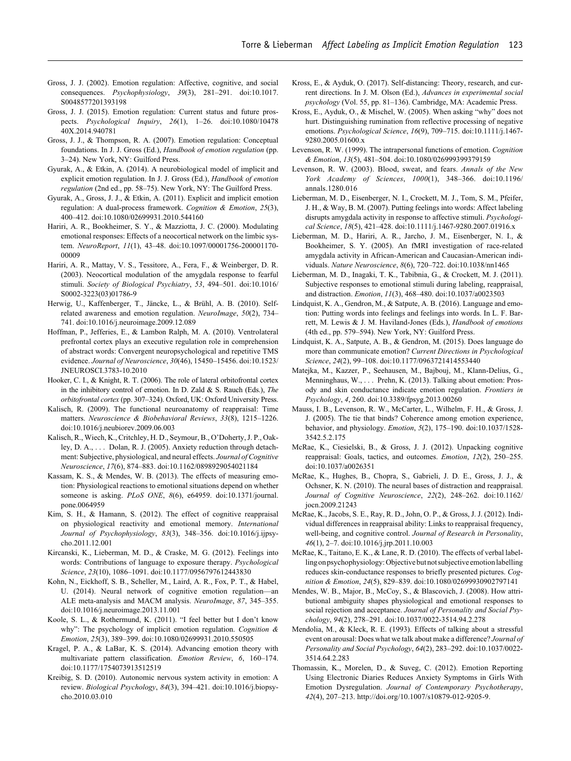Gross, J. J. (2002). Emotion regulation: Affective, cognitive, and social consequences. *Psychophysiology*, *39*(3), 281–291. doi:10.1017.S0048577201393198

Gross, J. J. (2015). Emotion regulation: Current status and future prospects. *Psychological Inquiry*, *26*(1), 1–26. doi:10.1080/1047840X.2014.940781

Gross, J. J., & Thompson, R. A. (2007). Emotion regulation: Conceptual foundations. In J. J. Gross (Ed.), *Handbook of emotion regulation* (pp. 3–24). New York, NY: Guilford Press.

Gyurak, A., & Etkin, A. (2014). A neurobiological model of implicit and explicit emotion regulation. In J. J. Gross (Ed.), *Handbook of emotion regulation* (2nd ed., pp. 58–75). New York, NY: The Guilford Press.

Gyurak, A., Gross, J. J., & Etkin, A. (2011). Explicit and implicit emotion regulation: A dual-process framework. *Cognition & Emotion*, *25*(3), 400–412. doi:10.1080/02699931.2010.544160

Hariri, A. R., Bookheimer, S. Y., & Mazziotta, J. C. (2000). Modulating emotional responses: Effects of a neocortical network on the limbic system. *NeuroReport*, *11*(1), 43–48. doi:10.1097/00001756-200001170-00009

Hariri, A. R., Mattay, V. S., Tessitore, A., Fera, F., & Weinberger, D. R. (2003). Neocortical modulation of the amygdala response to fearful stimuli. *Society of Biological Psychiatry*, *53*, 494–501. doi:10.1016/S0002-3223(03)01786-9

Herwig, U., Kaffenberger, T., Jäncke, L., & Brühl, A. B. (2010). Self-related awareness and emotion regulation. *NeuroImage*, *50*(2), 734–741. doi:10.1016/j.neuroimage.2009.12.089

Hoffman, P., Jefferies, E., & Lambon Ralph, M. A. (2010). Ventrolateral prefrontal cortex plays an executive regulation role in comprehension of abstract words: Convergent neuropsychological and repetitive TMS evidence. *Journal of Neuroscience*, *30*(46), 15450–15456. doi:10.1523/JNEUROSCI.3783-10.2010

Hooker, C. I., & Knight, R. T. (2006). The role of lateral orbitofrontal cortex in the inhibitory control of emotion. In D. Zald & S. Rauch (Eds.), *The orbitofrontal cortex* (pp. 307–324). Oxford, UK: Oxford University Press.

Kalisch, R. (2009). The functional neuroanatomy of reappraisal: Time matters. *Neuroscience & Biobehavioral Reviews*, *33*(8), 1215–1226. doi:10.1016/j.neubiorev.2009.06.003

Kalisch, R., Wiech, K., Critchley, H. D., Seymour, B., O'Doherty, J. P., Oakley, D. A., . . . Dolan, R. J. (2005). Anxiety reduction through detachment: Subjective, physiological, and neural effects. *Journal of Cognitive Neuroscience*, *17*(6), 874–883. doi:10.1162/0898929054021184

Kassam, K. S., & Mendes, W. B. (2013). The effects of measuring emotion: Physiological reactions to emotional situations depend on whether someone is asking. *PLoS ONE*, *8*(6), e64959. doi:10.1371/journal.pone.0064959

Kim, S. H., & Hamann, S. (2012). The effect of cognitive reappraisal on physiological reactivity and emotional memory. *International Journal of Psychophysiology*, *83*(3), 348–356. doi:10.1016/j.ijpsycho.2011.12.001

Kircanski, K., Lieberman, M. D., & Craske, M. G. (2012). Feelings into words: Contributions of language to exposure therapy. *Psychological Science*, *23*(10), 1086–1091. doi:10.1177/0956797612443830

Kohn, N., Eickhoff, S. B., Scheller, M., Laird, A. R., Fox, P. T., & Habel, U. (2014). Neural network of cognitive emotion regulation—an ALE meta-analysis and MACM analysis. *NeuroImage*, *87*, 345–355. doi:10.1016/j.neuroimage.2013.11.001

Koole, S. L., & Rothermund, K. (2011). "I feel better but I don't know why": The psychology of implicit emotion regulation. *Cognition & Emotion*, *25*(3), 389–399. doi:10.1080/02699931.2010.550505

Kragel, P. A., & LaBar, K. S. (2014). Advancing emotion theory with multivariate pattern classification. *Emotion Review*, *6*, 160–174. doi:10.1177/1754073913512519

Kreibig, S. D. (2010). Autonomic nervous system activity in emotion: A review. *Biological Psychology*, *84*(3), 394–421. doi:10.1016/j.biopsycho.2010.03.010

Kross, E., & Ayduk, O. (2017). Self-distancing: Theory, research, and current directions. In J. M. Olson (Ed.), *Advances in experimental social psychology* (Vol. 55, pp. 81–136). Cambridge, MA: Academic Press.

Kross, E., Ayduk, O., & Mischel, W. (2005). When asking "why" does not hurt. Distinguishing rumination from reflective processing of negative emotions. *Psychological Science*, *16*(9), 709–715. doi:10.1111/j.1467-9280.2005.01600.x

Levenson, R. W. (1999). The intrapersonal functions of emotion. *Cognition & Emotion*, *13*(5), 481–504. doi:10.1080/026999399379159

Levenson, R. W. (2003). Blood, sweat, and fears. *Annals of the New York Academy of Sciences*, *1000*(1), 348–366. doi:10.1196/annals.1280.016

Lieberman, M. D., Eisenberger, N. I., Crockett, M. J., Tom, S. M., Pfeifer, J. H., & Way, B. M. (2007). Putting feelings into words: Affect labeling disrupts amygdala activity in response to affective stimuli. *Psychological Science*, *18*(5), 421–428. doi:10.1111/j.1467-9280.2007.01916.x

Lieberman, M. D., Hariri, A. R., Jarcho, J. M., Eisenberger, N. I., & Bookheimer, S. Y. (2005). An fMRI investigation of race-related amygdala activity in African-American and Caucasian-American individuals. *Nature Neuroscience*, *8*(6), 720–722. doi:10.1038/nn1465

Lieberman, M. D., Inagaki, T. K., Tabibnia, G., & Crockett, M. J. (2011). Subjective responses to emotional stimuli during labeling, reappraisal, and distraction. *Emotion*, *11*(3), 468–480. doi:10.1037/a0023503

Lindquist, K. A., Gendron, M., & Satpute, A. B. (2016). Language and emotion: Putting words into feelings and feelings into words. In L. F. Barrett, M. Lewis & J. M. Haviland-Jones (Eds.), *Handbook of emotions* (4th ed., pp. 579–594). New York, NY: Guilford Press.

Lindquist, K. A., Satpute, A. B., & Gendron, M. (2015). Does language do more than communicate emotion? *Current Directions in Psychological Science*, *24*(2), 99–108. doi:10.1177/0963721414553440

Matejka, M., Kazzer, P., Seehausen, M., Bajbouj, M., Klann-Delius, G., Menninghaus, W., . . . Prehn, K. (2013). Talking about emotion: Prosody and skin conductance indicate emotion regulation. *Frontiers in Psychology*, *4*, 260. doi:10.3389/fpsyg.2013.00260

Mauss, I. B., Levenson, R. W., McCarter, L., Wilhelm, F. H., & Gross, J. J. (2005). The tie that binds? Coherence among emotion experience, behavior, and physiology. *Emotion*, *5*(2), 175–190. doi:10.1037/1528-3542.5.2.175

McRae, K., Ciesielski, B., & Gross, J. J. (2012). Unpacking cognitive reappraisal: Goals, tactics, and outcomes. *Emotion*, *12*(2), 250–255. doi:10.1037/a0026351

McRae, K., Hughes, B., Chopra, S., Gabrieli, J. D. E., Gross, J. J., & Ochsner, K. N. (2010). The neural bases of distraction and reappraisal. *Journal of Cognitive Neuroscience*, *22*(2), 248–262. doi:10.1162/jocn.2009.21243

McRae, K., Jacobs, S. E., Ray, R. D., John, O. P., & Gross, J. J. (2012). Individual differences in reappraisal ability: Links to reappraisal frequency, well-being, and cognitive control. *Journal of Research in Personality*, *46*(1), 2–7. doi:10.1016/j.jrp.2011.10.003

McRae, K., Taitano, E. K., & Lane, R. D. (2010). The effects of verbal labelling on psychophysiology: Objective but not subjective emotion labelling reduces skin-conductance responses to briefly presented pictures. *Cognition & Emotion*, *24*(5), 829–839. doi:10.1080/02699930902797141

Mendes, W. B., Major, B., McCoy, S., & Blascovich, J. (2008). How attributional ambiguity shapes physiological and emotional responses to social rejection and acceptance. *Journal of Personality and Social Psychology*, *94*(2), 278–291. doi:10.1037/0022-3514.94.2.278

Mendolia, M., & Kleck, R. E. (1993). Effects of talking about a stressful event on arousal: Does what we talk about make a difference? *Journal of Personality and Social Psychology*, *64*(2), 283–292. doi:10.1037/0022-3514.64.2.283

Thomassin, K., Morelen, D., & Suveg, C. (2012). Emotion Reporting Using Electronic Diaries Reduces Anxiety Symptoms in Girls With Emotion Dysregulation. *Journal of Contemporary Psychotherapy*, *42*(4), 207–213. http://doi.org/10.1007/s10879-012-9205-9.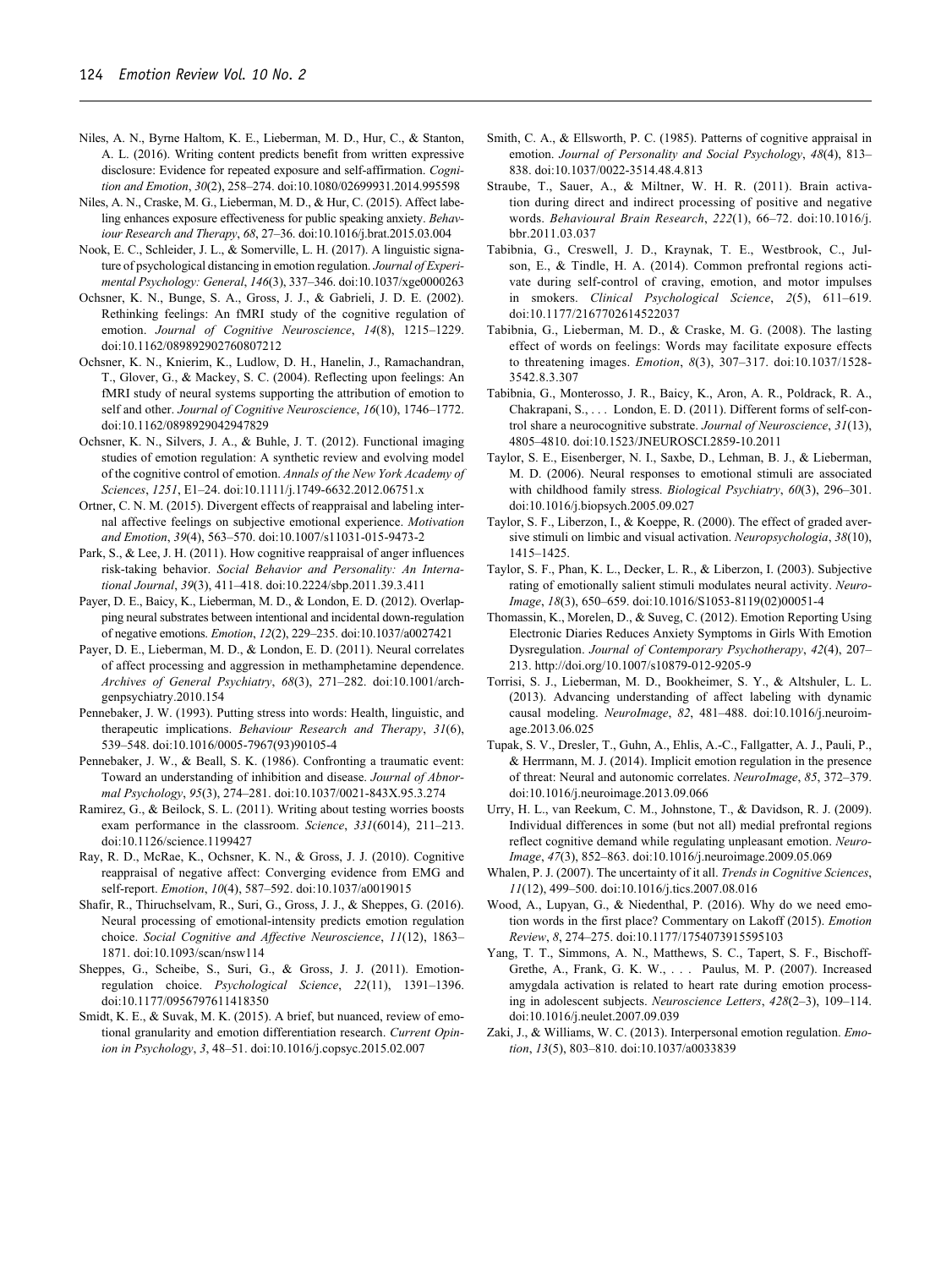Niles, A. N., Byrne Haltom, K. E., Lieberman, M. D., Hur, C., & Stanton, A. L. (2016). Writing content predicts benefit from written expressive disclosure: Evidence for repeated exposure and self-affirmation. *Cognition and Emotion*, *30*(2), 258–274. doi:10.1080/02699931.2014.995598

Niles, A. N., Craske, M. G., Lieberman, M. D., & Hur, C. (2015). Affect labeling enhances exposure effectiveness for public speaking anxiety. *Behaviour Research and Therapy*, *68*, 27–36. doi:10.1016/j.brat.2015.03.004

Nook, E. C., Schleider, J. L., & Somerville, L. H. (2017). A linguistic signature of psychological distancing in emotion regulation. *Journal of Experimental Psychology: General*, *146*(3), 337–346. doi:10.1037/xge0000263

Ochsner, K. N., Bunge, S. A., Gross, J. J., & Gabrieli, J. D. E. (2002). Rethinking feelings: An fMRI study of the cognitive regulation of emotion. *Journal of Cognitive Neuroscience*, *14*(8), 1215–1229. doi:10.1162/089892902760807212

Ochsner, K. N., Knierim, K., Ludlow, D. H., Hanelin, J., Ramachandran, T., Glover, G., & Mackey, S. C. (2004). Reflecting upon feelings: An fMRI study of neural systems supporting the attribution of emotion to self and other. *Journal of Cognitive Neuroscience*, *16*(10), 1746–1772. doi:10.1162/0898929042947829

Ochsner, K. N., Silvers, J. A., & Buhle, J. T. (2012). Functional imaging studies of emotion regulation: A synthetic review and evolving model of the cognitive control of emotion. *Annals of the New York Academy of Sciences*, *1251*, E1–24. doi:10.1111/j.1749-6632.2012.06751.x

Ortner, C. N. M. (2015). Divergent effects of reappraisal and labeling internal affective feelings on subjective emotional experience. *Motivation and Emotion*, *39*(4), 563–570. doi:10.1007/s11031-015-9473-2

Park, S., & Lee, J. H. (2011). How cognitive reappraisal of anger influences risk-taking behavior. *Social Behavior and Personality: An International Journal*, *39*(3), 411–418. doi:10.2224/sbp.2011.39.3.411

Payer, D. E., Baicy, K., Lieberman, M. D., & London, E. D. (2012). Overlapping neural substrates between intentional and incidental down-regulation of negative emotions. *Emotion*, *12*(2), 229–235. doi:10.1037/a0027421

Payer, D. E., Lieberman, M. D., & London, E. D. (2011). Neural correlates of affect processing and aggression in methamphetamine dependence. *Archives of General Psychiatry*, *68*(3), 271–282. doi:10.1001/archgenpsychiatry.2010.154

Pennebaker, J. W. (1993). Putting stress into words: Health, linguistic, and therapeutic implications. *Behaviour Research and Therapy*, *31*(6), 539–548. doi:10.1016/0005-7967(93)90105-4

Pennebaker, J. W., & Beall, S. K. (1986). Confronting a traumatic event: Toward an understanding of inhibition and disease. *Journal of Abnormal Psychology*, *95*(3), 274–281. doi:10.1037/0021-843X.95.3.274

Ramirez, G., & Beilock, S. L. (2011). Writing about testing worries boosts exam performance in the classroom. *Science*, *331*(6014), 211–213. doi:10.1126/science.1199427

Ray, R. D., McRae, K., Ochsner, K. N., & Gross, J. J. (2010). Cognitive reappraisal of negative affect: Converging evidence from EMG and self-report. *Emotion*, *10*(4), 587–592. doi:10.1037/a0019015

Shafir, R., Thiruchselvam, R., Suri, G., Gross, J. J., & Sheppes, G. (2016). Neural processing of emotional-intensity predicts emotion regulation choice. *Social Cognitive and Affective Neuroscience*, *11*(12), 1863–1871. doi:10.1093/scan/nsw114

Sheppes, G., Scheibe, S., Suri, G., & Gross, J. J. (2011). Emotion-regulation choice. *Psychological Science*, *22*(11), 1391–1396. doi:10.1177/0956797611418350

Smidt, K. E., & Suvak, M. K. (2015). A brief, but nuanced, review of emotional granularity and emotion differentiation research. *Current Opinion in Psychology*, *3*, 48–51. doi:10.1016/j.copsyc.2015.02.007

Smith, C. A., & Ellsworth, P. C. (1985). Patterns of cognitive appraisal in emotion. *Journal of Personality and Social Psychology*, *48*(4), 813–838. doi:10.1037/0022-3514.48.4.813

Straube, T., Sauer, A., & Miltner, W. H. R. (2011). Brain activation during direct and indirect processing of positive and negative words. *Behavioural Brain Research*, *222*(1), 66–72. doi:10.1016/j.bbr.2011.03.037

Tabibnia, G., Creswell, J. D., Kraynak, T. E., Westbrook, C., Julson, E., & Tindle, H. A. (2014). Common prefrontal regions activate during self-control of craving, emotion, and motor impulses in smokers. *Clinical Psychological Science*, *2*(5), 611–619. doi:10.1177/2167702614522037

Tabibnia, G., Lieberman, M. D., & Craske, M. G. (2008). The lasting effect of words on feelings: Words may facilitate exposure effects to threatening images. *Emotion*, *8*(3), 307–317. doi:10.1037/1528-3542.8.3.307

Tabibnia, G., Monterosso, J. R., Baicy, K., Aron, A. R., Poldrack, R. A., Chakrapani, S., . . . London, E. D. (2011). Different forms of self-control share a neurocognitive substrate. *Journal of Neuroscience*, *31*(13), 4805–4810. doi:10.1523/JNEUROSCI.2859-10.2011

Taylor, S. E., Eisenberger, N. I., Saxbe, D., Lehman, B. J., & Lieberman, M. D. (2006). Neural responses to emotional stimuli are associated with childhood family stress. *Biological Psychiatry*, *60*(3), 296–301. doi:10.1016/j.biopsych.2005.09.027

Taylor, S. F., Liberzon, I., & Koeppe, R. (2000). The effect of graded aversive stimuli on limbic and visual activation. *Neuropsychologia*, *38*(10), 1415–1425.

Taylor, S. F., Phan, K. L., Decker, L. R., & Liberzon, I. (2003). Subjective rating of emotionally salient stimuli modulates neural activity. *NeuroImage*, *18*(3), 650–659. doi:10.1016/S1053-8119(02)00051-4

Thomassin, K., Morelen, D., & Suveg, C. (2012). Emotion Reporting Using Electronic Diaries Reduces Anxiety Symptoms in Girls With Emotion Dysregulation. *Journal of Contemporary Psychotherapy*, *42*(4), 207–213. http://doi.org/10.1007/s10879-012-9205-9

Torrisi, S. J., Lieberman, M. D., Bookheimer, S. Y., & Altshuler, L. L. (2013). Advancing understanding of affect labeling with dynamic causal modeling. *NeuroImage*, *82*, 481–488. doi:10.1016/j.neuroimage.2013.06.025

Tupak, S. V., Dresler, T., Guhn, A., Ehlis, A.-C., Fallgatter, A. J., Pauli, P., & Herrmann, M. J. (2014). Implicit emotion regulation in the presence of threat: Neural and autonomic correlates. *NeuroImage*, *85*, 372–379. doi:10.1016/j.neuroimage.2013.09.066

Urry, H. L., van Reekum, C. M., Johnstone, T., & Davidson, R. J. (2009). Individual differences in some (but not all) medial prefrontal regions reflect cognitive demand while regulating unpleasant emotion. *NeuroImage*, *47*(3), 852–863. doi:10.1016/j.neuroimage.2009.05.069

Whalen, P. J. (2007). The uncertainty of it all. *Trends in Cognitive Sciences*, *11*(12), 499–500. doi:10.1016/j.tics.2007.08.016

Wood, A., Lupyan, G., & Niedenthal, P. (2016). Why do we need emotion words in the first place? Commentary on Lakoff (2015). *Emotion Review*, *8*, 274–275. doi:10.1177/1754073915595103

Yang, T. T., Simmons, A. N., Matthews, S. C., Tapert, S. F., Bischoff-Grethe, A., Frank, G. K. W., . . . Paulus, M. P. (2007). Increased amygdala activation is related to heart rate during emotion processing in adolescent subjects. *Neuroscience Letters*, *428*(2–3), 109–114. doi:10.1016/j.neulet.2007.09.039

Zaki, J., & Williams, W. C. (2013). Interpersonal emotion regulation. *Emotion*, *13*(5), 803–810. doi:10.1037/a0033839